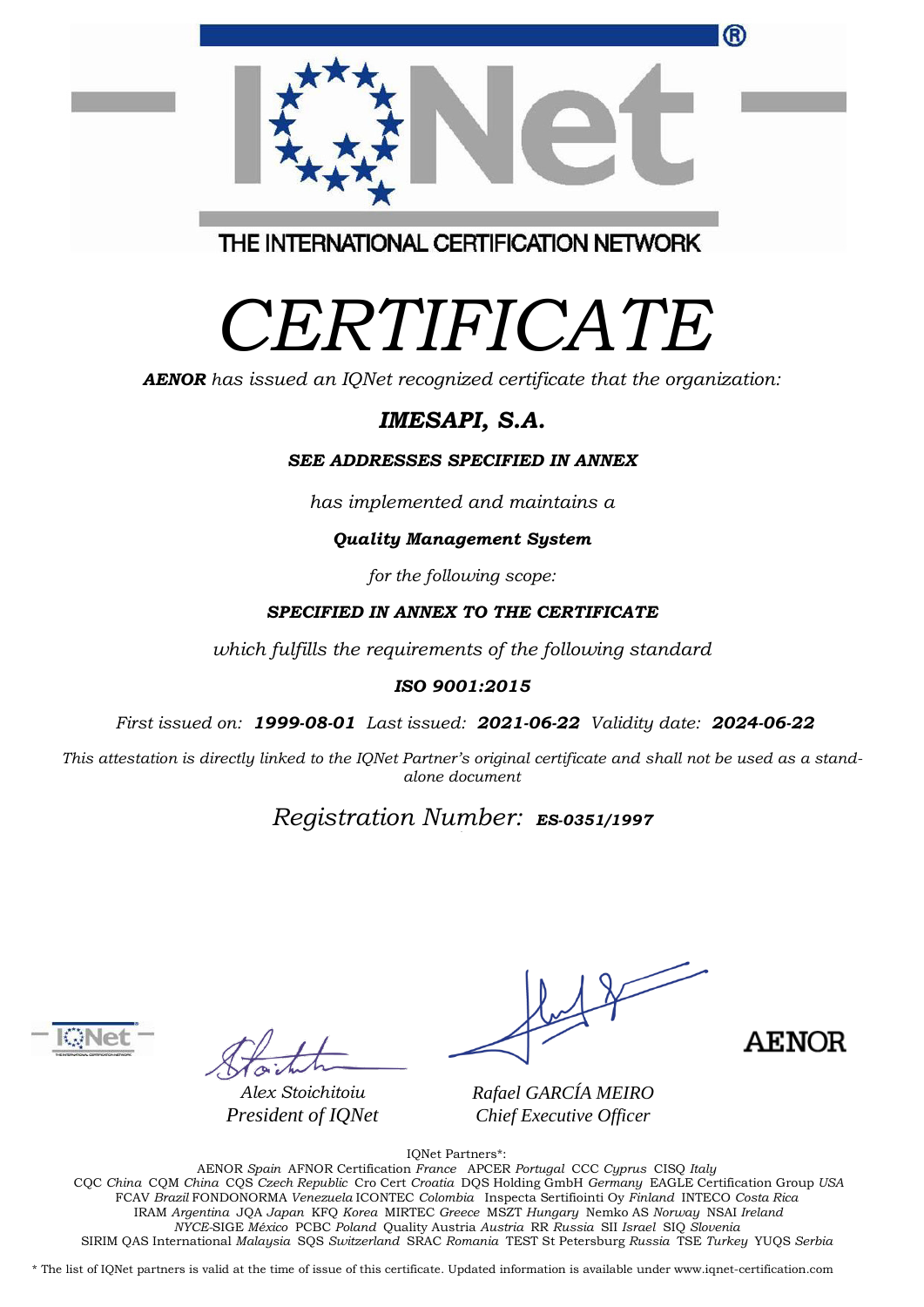THE INTERNATIONAL CERTIFICATION NETWORK

# CERTIFICATE

***AENOR*** *has issued an IQNet recognized certificate that the organization:*

## ***IMESAPI, S.A.***

***SEE ADDRESSES SPECIFIED IN ANNEX***

*has implemented and maintains a*

***Quality Management System***

*for the following scope:*

***SPECIFIED IN ANNEX TO THE CERTIFICATE***

*which fulfills the requirements of the following standard*

***ISO 9001:2015***

*First issued on:* ***1999-08-01*** *Last issued:* ***2021-06-22*** *Validity date:* ***2024-06-22***

*This attestation is directly linked to the IQNet Partner's original certificate and shall not be used as a stand-alone document*

*Registration Number:* ***ES-0351/1997***

*Alex Stoichitoiu*
*President of IQNet*

*Rafael GARCÍA MEIRO*
*Chief Executive Officer*

AENOR

IQNet Partners*:

AENOR *Spain* AFNOR Certification *France* APCER *Portugal* CCC *Cyprus* CISQ *Italy*
CQC *China* CQM *China* CQS *Czech Republic* Cro Cert *Croatia* DQS Holding GmbH *Germany* EAGLE Certification Group *USA*
FCAV *Brazil* FONDONORMA *Venezuela* ICONTEC *Colombia* Inspecta Sertifiointi Oy *Finland* INTECO *Costa Rica*
IRAM *Argentina* JQA *Japan* KFQ *Korea* MIRTEC *Greece* MSZT *Hungary* Nemko AS *Norway* NSAI *Ireland*
*NYCE*-SIGE *México* PCBC *Poland* Quality Austria *Austria* RR *Russia* SII *Israel* SIQ *Slovenia*
SIRIM QAS International *Malaysia* SQS *Switzerland* SRAC *Romania* TEST St Petersburg *Russia* TSE *Turkey* YUQS *Serbia*

* The list of IQNet partners is valid at the time of issue of this certificate. Updated information is available under www.iqnet-certification.com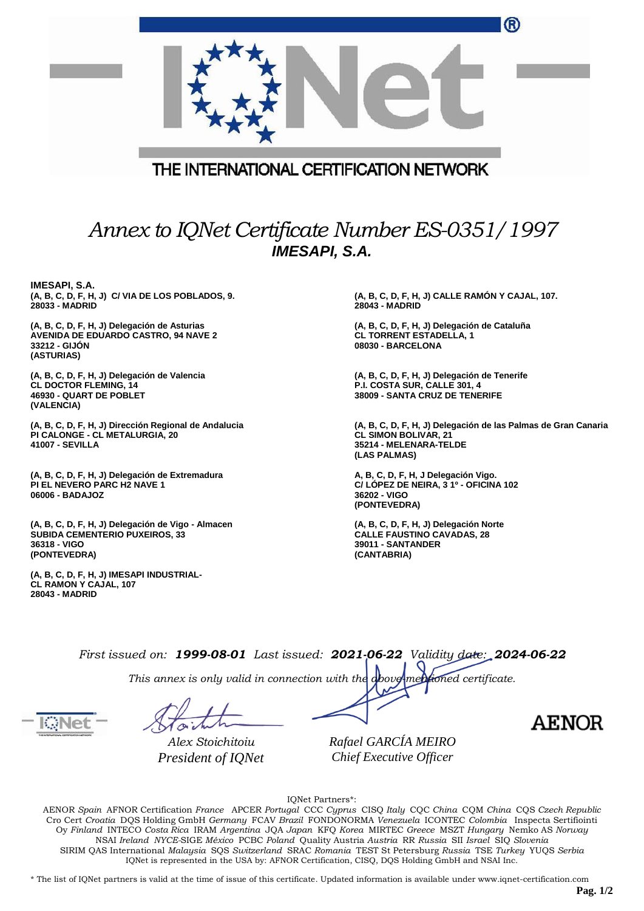THE INTERNATIONAL CERTIFICATION NETWORK

# *Annex to IQNet Certificate Number ES-0351/1997*

## ***IMESAPI, S.A.***

**IMESAPI, S.A.**
**(A, B, C, D, F, H, J) C/ VIA DE LOS POBLADOS, 9.**
**28033 - MADRID**

**(A, B, C, D, F, H, J) Delegación de Asturias**
**AVENIDA DE EDUARDO CASTRO, 94 NAVE 2**
**33212 - GIJÓN**
**(ASTURIAS)**

**(A, B, C, D, F, H, J) Delegación de Valencia**
**CL DOCTOR FLEMING, 14**
**46930 - QUART DE POBLET**
**(VALENCIA)**

**(A, B, C, D, F, H, J) Dirección Regional de Andalucia**
**PI CALONGE - CL METALURGIA, 20**
**41007 - SEVILLA**

**(A, B, C, D, F, H, J) Delegación de Extremadura**
**PI EL NEVERO PARC H2 NAVE 1**
**06006 - BADAJOZ**

**(A, B, C, D, F, H, J) Delegación de Vigo - Almacen**
**SUBIDA CEMENTERIO PUXEIROS, 33**
**36318 - VIGO**
**(PONTEVEDRA)**

**(A, B, C, D, F, H, J) IMESAPI INDUSTRIAL-**
**CL RAMON Y CAJAL, 107**
**28043 - MADRID**

**(A, B, C, D, F, H, J) CALLE RAMÓN Y CAJAL, 107.**
**28043 - MADRID**

**(A, B, C, D, F, H, J) Delegación de Cataluña**
**CL TORRENT ESTADELLA, 1**
**08030 - BARCELONA**

**(A, B, C, D, F, H, J) Delegación de Tenerife**
**P.I. COSTA SUR, CALLE 301, 4**
**38009 - SANTA CRUZ DE TENERIFE**

**(A, B, C, D, F, H, J) Delegación de las Palmas de Gran Canaria**
**CL SIMON BOLIVAR, 21**
**35214 - MELENARA-TELDE**
**(LAS PALMAS)**

**A, B, C, D, F, H, J Delegación Vigo.**
**C/ LÓPEZ DE NEIRA, 3 1º - OFICINA 102**
**36202 - VIGO**
**(PONTEVEDRA)**

**(A, B, C, D, F, H, J) Delegación Norte**
**CALLE FAUSTINO CAVADAS, 28**
**39011 - SANTANDER**
**(CANTABRIA)**

*First issued on:* ***1999-08-01*** *Last issued:* ***2021-06-22*** *Validity date:* ***2024-06-22***

*This annex is only valid in connection with the above-mentioned certificate.*

*Alex Stoichitoiu*
*President of IQNet*

*Rafael GARCÍA MEIRO*
*Chief Executive Officer*

AENOR

IQNet Partners*:
AENOR *Spain* AFNOR Certification *France* APCER *Portugal* CCC *Cyprus* CISQ *Italy* CQC *China* CQM *China* CQS *Czech Republic* Cro Cert *Croatia* DQS Holding GmbH *Germany* FCAV *Brazil* FONDONORMA *Venezuela* ICONTEC *Colombia* Inspecta Sertifiointi Oy *Finland* INTECO *Costa Rica* IRAM *Argentina* JQA *Japan* KFQ *Korea* MIRTEC *Greece* MSZT *Hungary* Nemko AS *Norway* NSAI *Ireland* *NYCE*-SIGE *México* PCBC *Poland* Quality Austria *Austria* RR *Russia* SII *Israel* SIQ *Slovenia* SIRIM QAS International *Malaysia* SQS *Switzerland* SRAC *Romania* TEST St Petersburg *Russia* TSE *Turkey* YUQS *Serbia*
IQNet is represented in the USA by: AFNOR Certification, CISQ, DQS Holding GmbH and NSAI Inc.

\* The list of IQNet partners is valid at the time of issue of this certificate. Updated information is available under www.iqnet-certification.com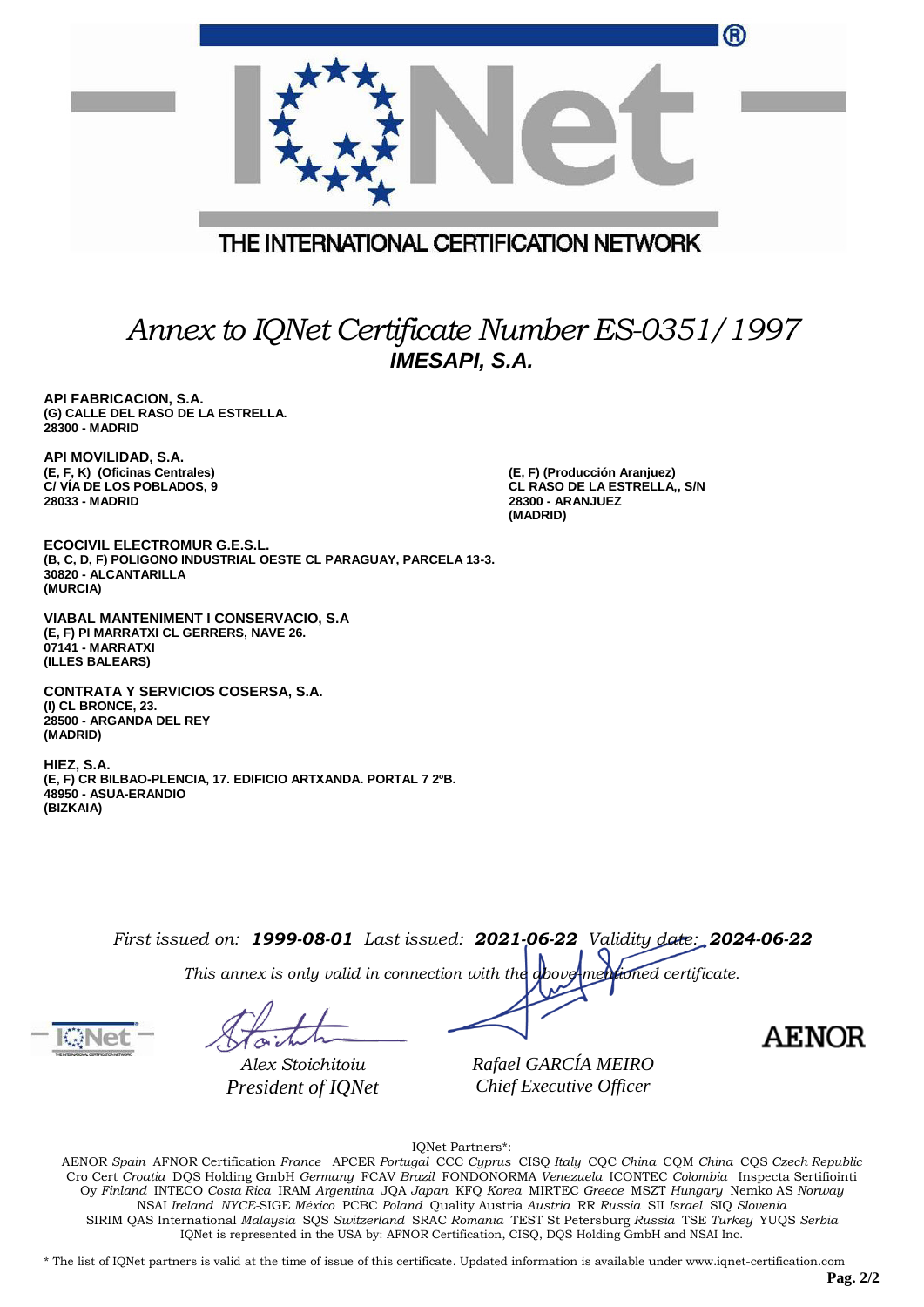THE INTERNATIONAL CERTIFICATION NETWORK

# *Annex to IQNet Certificate Number ES-0351/1997*

## ***IMESAPI, S.A.***

**API FABRICACION, S.A.**
**(G) CALLE DEL RASO DE LA ESTRELLA.**
**28300 - MADRID**

**API MOVILIDAD, S.A.**
**(E, F, K) (Oficinas Centrales)**
**C/ VÍA DE LOS POBLADOS, 9**
**28033 - MADRID**

**(E, F) (Producción Aranjuez)**
**CL RASO DE LA ESTRELLA,, S/N**
**28300 - ARANJUEZ**
**(MADRID)**

**ECOCIVIL ELECTROMUR G.E.S.L.**
**(B, C, D, F) POLIGONO INDUSTRIAL OESTE CL PARAGUAY, PARCELA 13-3.**
**30820 - ALCANTARILLA**
**(MURCIA)**

**VIABAL MANTENIMENT I CONSERVACIO, S.A**
**(E, F) PI MARRATXI CL GERRERS, NAVE 26.**
**07141 - MARRATXI**
**(ILLES BALEARS)**

**CONTRATA Y SERVICIOS COSERSA, S.A.**
**(I) CL BRONCE, 23.**
**28500 - ARGANDA DEL REY**
**(MADRID)**

**HIEZ, S.A.**
**(E, F) CR BILBAO-PLENCIA, 17. EDIFICIO ARTXANDA. PORTAL 7 2ºB.**
**48950 - ASUA-ERANDIO**
**(BIZKAIA)**

*First issued on:* ***1999-08-01*** *Last issued:* ***2021-06-22*** *Validity date:* ***2024-06-22***

*This annex is only valid in connection with the above-mentioned certificate.*

*Alex Stoichitoiu*
*President of IQNet*

*Rafael GARCÍA MEIRO*
*Chief Executive Officer*

AENOR

IQNet Partners*:

AENOR *Spain* AFNOR Certification *France* APCER *Portugal* CCC *Cyprus* CISQ *Italy* CQC *China* CQM *China* CQS *Czech Republic* Cro Cert *Croatia* DQS Holding GmbH *Germany* FCAV *Brazil* FONDONORMA *Venezuela* ICONTEC *Colombia* Inspecta Sertifiointi Oy *Finland* INTECO *Costa Rica* IRAM *Argentina* JQA *Japan* KFQ *Korea* MIRTEC *Greece* MSZT *Hungary* Nemko AS *Norway* NSAI *Ireland* *NYCE*-SIGE *México* PCBC *Poland* Quality Austria *Austria* RR *Russia* SII *Israel* SIQ *Slovenia* SIRIM QAS International *Malaysia* SQS *Switzerland* SRAC *Romania* TEST St Petersburg *Russia* TSE *Turkey* YUQS *Serbia*
IQNet is represented in the USA by: AFNOR Certification, CISQ, DQS Holding GmbH and NSAI Inc.

\* The list of IQNet partners is valid at the time of issue of this certificate. Updated information is available under www.iqnet-certification.com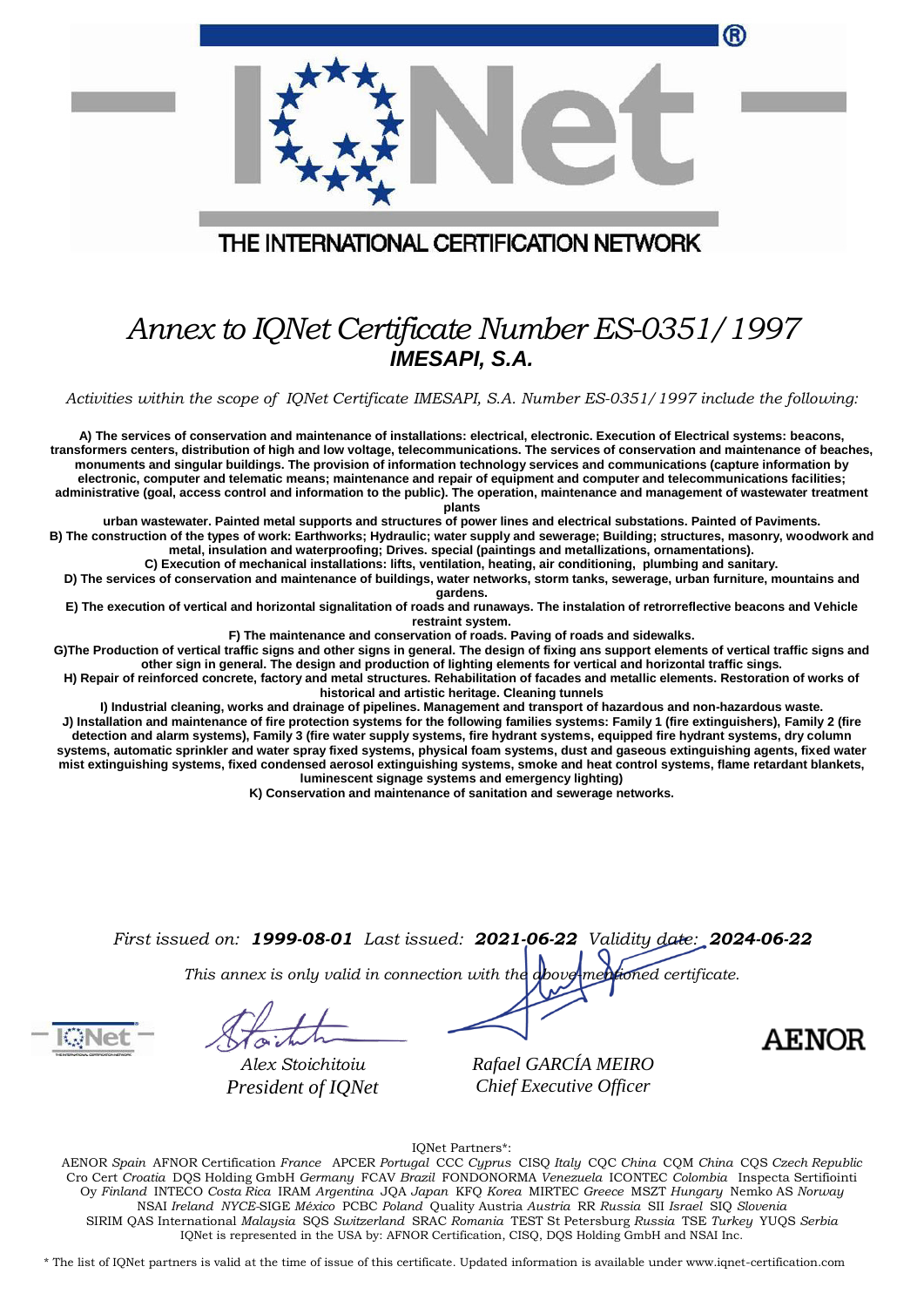THE INTERNATIONAL CERTIFICATION NETWORK

# *Annex to IQNet Certificate Number ES-0351/1997*

## ***IMESAPI, S.A.***

*Activities within the scope of IQNet Certificate IMESAPI, S.A. Number ES-0351/1997 include the following:*

**A) The services of conservation and maintenance of installations: electrical, electronic. Execution of Electrical systems: beacons, transformers centers, distribution of high and low voltage, telecommunications. The services of conservation and maintenance of beaches, monuments and singular buildings. The provision of information technology services and communications (capture information by electronic, computer and telematic means; maintenance and repair of equipment and computer and telecommunications facilities; administrative (goal, access control and information to the public). The operation, maintenance and management of wastewater treatment plants**

**urban wastewater. Painted metal supports and structures of power lines and electrical substations. Painted of Paviments.**

**B) The construction of the types of work: Earthworks; Hydraulic; water supply and sewerage; Building; structures, masonry, woodwork and metal, insulation and waterproofing; Drives. special (paintings and metallizations, ornamentations).**

**C) Execution of mechanical installations: lifts, ventilation, heating, air conditioning, plumbing and sanitary.**

**D) The services of conservation and maintenance of buildings, water networks, storm tanks, sewerage, urban furniture, mountains and gardens.**

**E) The execution of vertical and horizontal signalitation of roads and runaways. The instalation of retrorreflective beacons and Vehicle restraint system.**

**F) The maintenance and conservation of roads. Paving of roads and sidewalks.**

**G)The Production of vertical traffic signs and other signs in general. The design of fixing ans support elements of vertical traffic signs and other sign in general. The design and production of lighting elements for vertical and horizontal traffic sings.**

**H) Repair of reinforced concrete, factory and metal structures. Rehabilitation of facades and metallic elements. Restoration of works of historical and artistic heritage. Cleaning tunnels**

**I) Industrial cleaning, works and drainage of pipelines. Management and transport of hazardous and non-hazardous waste.**

**J) Installation and maintenance of fire protection systems for the following families systems: Family 1 (fire extinguishers), Family 2 (fire detection and alarm systems), Family 3 (fire water supply systems, fire hydrant systems, equipped fire hydrant systems, dry column systems, automatic sprinkler and water spray fixed systems, physical foam systems, dust and gaseous extinguishing agents, fixed water mist extinguishing systems, fixed condensed aerosol extinguishing systems, smoke and heat control systems, flame retardant blankets, luminescent signage systems and emergency lighting)**

**K) Conservation and maintenance of sanitation and sewerage networks.**

*First issued on:* ***1999-08-01*** *Last issued:* ***2021-06-22*** *Validity date:* ***2024-06-22***

*This annex is only valid in connection with the above-mentioned certificate.*

*Alex Stoichitoiu*
*President of IQNet*

*Rafael GARCÍA MEIRO*
*Chief Executive Officer*

AENOR

IQNet Partners*:

AENOR *Spain* AFNOR Certification *France* APCER *Portugal* CCC *Cyprus* CISQ *Italy* CQC *China* CQM *China* CQS *Czech Republic* Cro Cert *Croatia* DQS Holding GmbH *Germany* FCAV *Brazil* FONDONORMA *Venezuela* ICONTEC *Colombia* Inspecta Sertifiointi Oy *Finland* INTECO *Costa Rica* IRAM *Argentina* JQA *Japan* KFQ *Korea* MIRTEC *Greece* MSZT *Hungary* Nemko AS *Norway* NSAI *Ireland* *NYCE*-SIGE *México* PCBC *Poland* Quality Austria *Austria* RR *Russia* SII *Israel* SIQ *Slovenia* SIRIM QAS International *Malaysia* SQS *Switzerland* SRAC *Romania* TEST St Petersburg *Russia* TSE *Turkey* YUQS *Serbia*
IQNet is represented in the USA by: AFNOR Certification, CISQ, DQS Holding GmbH and NSAI Inc.

* The list of IQNet partners is valid at the time of issue of this certificate. Updated information is available under www.iqnet-certification.com